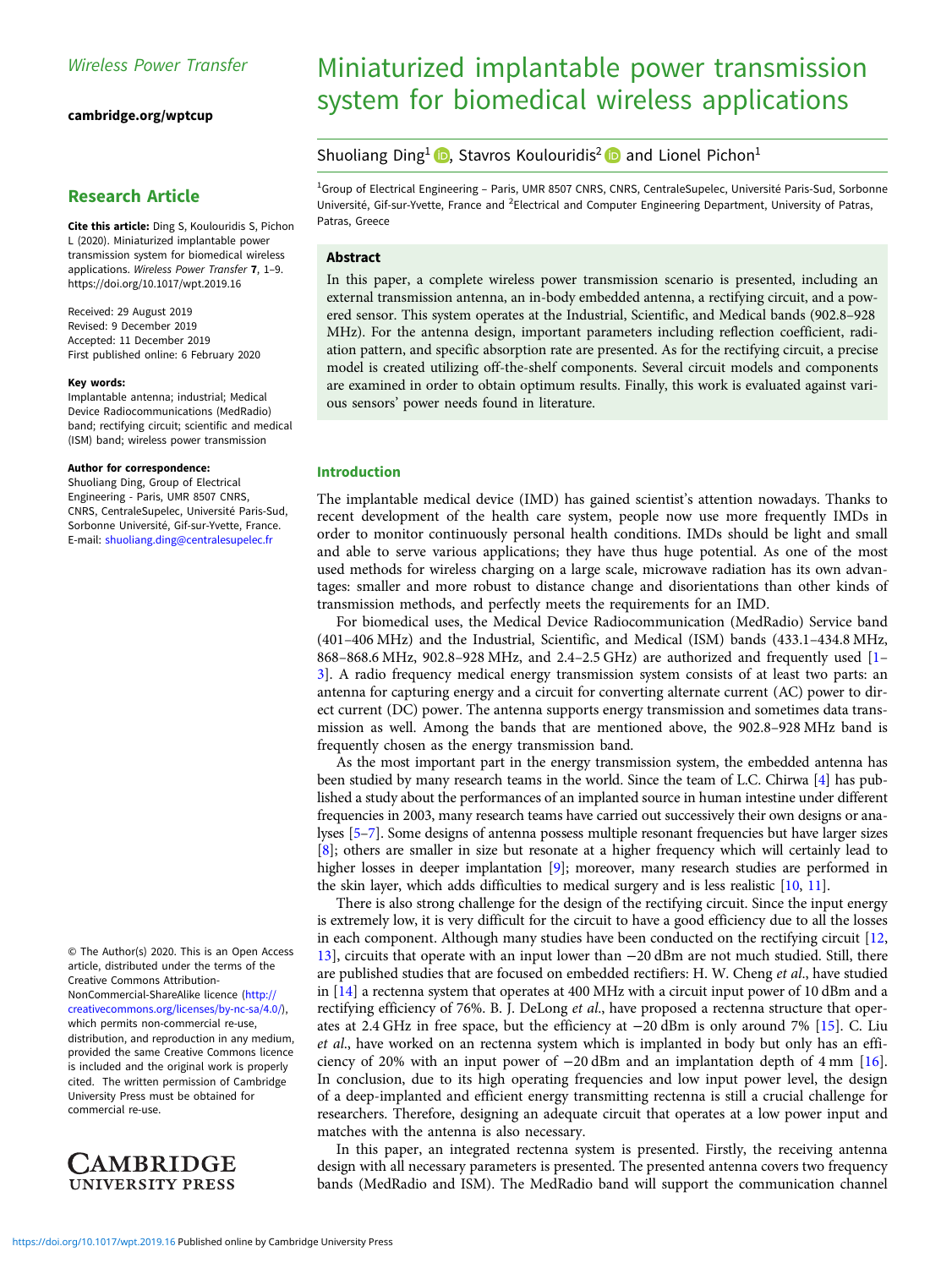Wireless Power Transfer

cambridge.org/wptcup

## Research Article

**Cite this article:** Ding S, Koulouridis S, Pichon L (2020). Miniaturized implantable power transmission system for biomedical wireless applications. *Wireless Power Transfer* **7**, 1–9. https://doi.org/10.1017/wpt.2019.16

Received: 29 August 2019
Revised: 9 December 2019
Accepted: 11 December 2019
First published online: 6 February 2020

**Key words:**
Implantable antenna; industrial; Medical Device Radiocommunications (MedRadio) band; rectifying circuit; scientific and medical (ISM) band; wireless power transmission

**Author for correspondence:**
Shuoliang Ding, Group of Electrical Engineering - Paris, UMR 8507 CNRS, CNRS, CentraleSupelec, Université Paris-Sud, Sorbonne Université, Gif-sur-Yvette, France. E-mail: shuoliang.ding@centralesupelec.fr

© The Author(s) 2020. This is an Open Access article, distributed under the terms of the Creative Commons Attribution-NonCommercial-ShareAlike licence (http://creativecommons.org/licenses/by-nc-sa/4.0/), which permits non-commercial re-use, distribution, and reproduction in any medium, provided the same Creative Commons licence is included and the original work is properly cited. The written permission of Cambridge University Press must be obtained for commercial re-use.

# Miniaturized implantable power transmission system for biomedical wireless applications

Shuoliang Ding[1], Stavros Koulouridis[2] and Lionel Pichon[1]

[1]Group of Electrical Engineering – Paris, UMR 8507 CNRS, CNRS, CentraleSupelec, Université Paris-Sud, Sorbonne Université, Gif-sur-Yvette, France and [2]Electrical and Computer Engineering Department, University of Patras, Patras, Greece

### Abstract

In this paper, a complete wireless power transmission scenario is presented, including an external transmission antenna, an in-body embedded antenna, a rectifying circuit, and a powered sensor. This system operates at the Industrial, Scientific, and Medical bands (902.8–928 MHz). For the antenna design, important parameters including reflection coefficient, radiation pattern, and specific absorption rate are presented. As for the rectifying circuit, a precise model is created utilizing off-the-shelf components. Several circuit models and components are examined in order to obtain optimum results. Finally, this work is evaluated against various sensors' power needs found in literature.

## Introduction

The implantable medical device (IMD) has gained scientist's attention nowadays. Thanks to recent development of the health care system, people now use more frequently IMDs in order to monitor continuously personal health conditions. IMDs should be light and small and able to serve various applications; they have thus huge potential. As one of the most used methods for wireless charging on a large scale, microwave radiation has its own advantages: smaller and more robust to distance change and disorientations than other kinds of transmission methods, and perfectly meets the requirements for an IMD.

For biomedical uses, the Medical Device Radiocommunication (MedRadio) Service band (401–406 MHz) and the Industrial, Scientific, and Medical (ISM) bands (433.1–434.8 MHz, 868–868.6 MHz, 902.8–928 MHz, and 2.4–2.5 GHz) are authorized and frequently used [1–3]. A radio frequency medical energy transmission system consists of at least two parts: an antenna for capturing energy and a circuit for converting alternate current (AC) power to direct current (DC) power. The antenna supports energy transmission and sometimes data transmission as well. Among the bands that are mentioned above, the 902.8–928 MHz band is frequently chosen as the energy transmission band.

As the most important part in the energy transmission system, the embedded antenna has been studied by many research teams in the world. Since the team of L.C. Chirwa [4] has published a study about the performances of an implanted source in human intestine under different frequencies in 2003, many research teams have carried out successively their own designs or analyses [5–7]. Some designs of antenna possess multiple resonant frequencies but have larger sizes [8]; others are smaller in size but resonate at a higher frequency which will certainly lead to higher losses in deeper implantation [9]; moreover, many research studies are performed in the skin layer, which adds difficulties to medical surgery and is less realistic [10, 11].

There is also strong challenge for the design of the rectifying circuit. Since the input energy is extremely low, it is very difficult for the circuit to have a good efficiency due to all the losses in each component. Although many studies have been conducted on the rectifying circuit [12, 13], circuits that operate with an input lower than −20 dBm are not much studied. Still, there are published studies that are focused on embedded rectifiers: H. W. Cheng *et al.*, have studied in [14] a rectenna system that operates at 400 MHz with a circuit input power of 10 dBm and a rectifying efficiency of 76%. B. J. DeLong *et al.*, have proposed a rectenna structure that operates at 2.4 GHz in free space, but the efficiency at −20 dBm is only around 7% [15]. C. Liu *et al.*, have worked on an rectenna system which is implanted in body but only has an efficiency of 20% with an input power of −20 dBm and an implantation depth of 4 mm [16]. In conclusion, due to its high operating frequencies and low input power level, the design of a deep-implanted and efficient energy transmitting rectenna is still a crucial challenge for researchers. Therefore, designing an adequate circuit that operates at a low power input and matches with the antenna is also necessary.

In this paper, an integrated rectenna system is presented. Firstly, the receiving antenna design with all necessary parameters is presented. The presented antenna covers two frequency bands (MedRadio and ISM). The MedRadio band will support the communication channel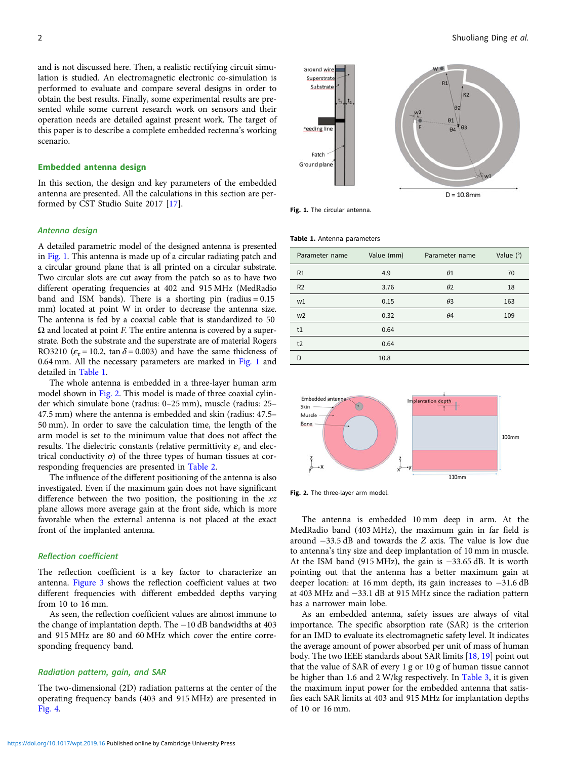and is not discussed here. Then, a realistic rectifying circuit simulation is studied. An electromagnetic electronic co-simulation is performed to evaluate and compare several designs in order to obtain the best results. Finally, some experimental results are presented while some current research work on sensors and their operation needs are detailed against present work. The target of this paper is to describe a complete embedded rectenna's working scenario.

## Embedded antenna design

In this section, the design and key parameters of the embedded antenna are presented. All the calculations in this section are performed by CST Studio Suite 2017 [17].

### Antenna design

A detailed parametric model of the designed antenna is presented in Fig. 1. This antenna is made up of a circular radiating patch and a circular ground plane that is all printed on a circular substrate. Two circular slots are cut away from the patch so as to have two different operating frequencies at 402 and 915 MHz (MedRadio band and ISM bands). There is a shorting pin (radius = 0.15 mm) located at point W in order to decrease the antenna size. The antenna is fed by a coaxial cable that is standardized to 50 Ω and located at point *F*. The entire antenna is covered by a superstrate. Both the substrate and the superstrate are of material Rogers RO3210 ($\varepsilon_r = 10.2$, $\tan\delta = 0.003$) and have the same thickness of 0.64 mm. All the necessary parameters are marked in Fig. 1 and detailed in Table 1.

The whole antenna is embedded in a three-layer human arm model shown in Fig. 2. This model is made of three coaxial cylinder which simulate bone (radius: 0–25 mm), muscle (radius: 25–47.5 mm) where the antenna is embedded and skin (radius: 47.5–50 mm). In order to save the calculation time, the length of the arm model is set to the minimum value that does not affect the results. The dielectric constants (relative permittivity $\varepsilon_r$ and electrical conductivity $\sigma$) of the three types of human tissues at corresponding frequencies are presented in Table 2.

The influence of the different positioning of the antenna is also investigated. Even if the maximum gain does not have significant difference between the two position, the positioning in the *xz* plane allows more average gain at the front side, which is more favorable when the external antenna is not placed at the exact front of the implanted antenna.

**Fig. 1.** The circular antenna.

**Table 1.** Antenna parameters

| Parameter name | Value (mm) | Parameter name | Value (°) |
|---|---|---|---|
| R1 | 4.9 | $\theta 1$ | 70 |
| R2 | 3.76 | $\theta 2$ | 18 |
| w1 | 0.15 | $\theta 3$ | 163 |
| w2 | 0.32 | $\theta 4$ | 109 |
| t1 | 0.64 | | |
| t2 | 0.64 | | |
| D | 10.8 | | |

**Fig. 2.** The three-layer arm model.

### Reflection coefficient

The reflection coefficient is a key factor to characterize an antenna. Figure 3 shows the reflection coefficient values at two different frequencies with different embedded depths varying from 10 to 16 mm.

As seen, the reflection coefficient values are almost immune to the change of implantation depth. The −10 dB bandwidths at 403 and 915 MHz are 80 and 60 MHz which cover the entire corresponding frequency band.

### Radiation pattern, gain, and SAR

The two-dimensional (2D) radiation patterns at the center of the operating frequency bands (403 and 915 MHz) are presented in Fig. 4.

The antenna is embedded 10 mm deep in arm. At the MedRadio band (403 MHz), the maximum gain in far field is around −33.5 dB and towards the *Z* axis. The value is low due to antenna's tiny size and deep implantation of 10 mm in muscle. At the ISM band (915 MHz), the gain is −33.65 dB. It is worth pointing out that the antenna has a better maximum gain at deeper location: at 16 mm depth, its gain increases to −31.6 dB at 403 MHz and −33.1 dB at 915 MHz since the radiation pattern has a narrower main lobe.

As an embedded antenna, safety issues are always of vital importance. The specific absorption rate (SAR) is the criterion for an IMD to evaluate its electromagnetic safety level. It indicates the average amount of power absorbed per unit of mass of human body. The two IEEE standards about SAR limits [18, 19] point out that the value of SAR of every 1 g or 10 g of human tissue cannot be higher than 1.6 and 2 W/kg respectively. In Table 3, it is given the maximum input power for the embedded antenna that satisfies each SAR limits at 403 and 915 MHz for implantation depths of 10 or 16 mm.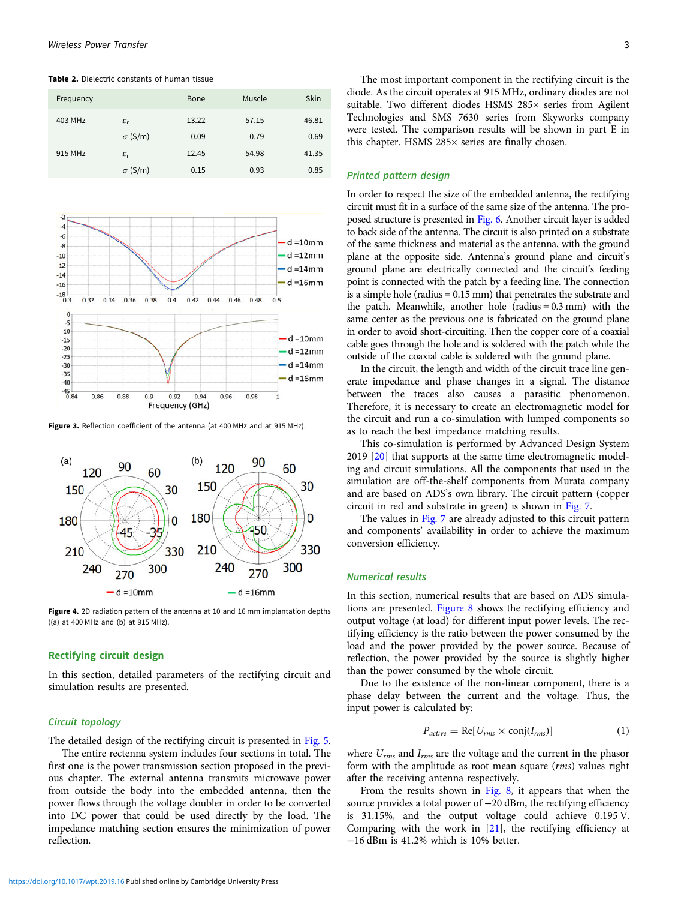**Table 2.** Dielectric constants of human tissue

| Frequency | | Bone | Muscle | Skin |
|---|---|---|---|---|
| 403 MHz | $\varepsilon_r$ | 13.22 | 57.15 | 46.81 |
| | $\sigma$ (S/m) | 0.09 | 0.79 | 0.69 |
| 915 MHz | $\varepsilon_r$ | 12.45 | 54.98 | 41.35 |
| | $\sigma$ (S/m) | 0.15 | 0.93 | 0.85 |

**Figure 3.** Reflection coefficient of the antenna (at 400 MHz and at 915 MHz).

**Figure 4.** 2D radiation pattern of the antenna at 10 and 16 mm implantation depths ((a) at 400 MHz and (b) at 915 MHz).

## Rectifying circuit design

In this section, detailed parameters of the rectifying circuit and simulation results are presented.

### *Circuit topology*

The detailed design of the rectifying circuit is presented in Fig. 5.

The entire rectenna system includes four sections in total. The first one is the power transmission section proposed in the previous chapter. The external antenna transmits microwave power from outside the body into the embedded antenna, then the power flows through the voltage doubler in order to be converted into DC power that could be used directly by the load. The impedance matching section ensures the minimization of power reflection.

The most important component in the rectifying circuit is the diode. As the circuit operates at 915 MHz, ordinary diodes are not suitable. Two different diodes HSMS 285× series from Agilent Technologies and SMS 7630 series from Skyworks company were tested. The comparison results will be shown in part E in this chapter. HSMS 285× series are finally chosen.

### *Printed pattern design*

In order to respect the size of the embedded antenna, the rectifying circuit must fit in a surface of the same size of the antenna. The proposed structure is presented in Fig. 6. Another circuit layer is added to back side of the antenna. The circuit is also printed on a substrate of the same thickness and material as the antenna, with the ground plane at the opposite side. Antenna's ground plane and circuit's ground plane are electrically connected and the circuit's feeding point is connected with the patch by a feeding line. The connection is a simple hole (radius = 0.15 mm) that penetrates the substrate and the patch. Meanwhile, another hole (radius = 0.3 mm) with the same center as the previous one is fabricated on the ground plane in order to avoid short-circuiting. Then the copper core of a coaxial cable goes through the hole and is soldered with the patch while the outside of the coaxial cable is soldered with the ground plane.

In the circuit, the length and width of the circuit trace line generate impedance and phase changes in a signal. The distance between the traces also causes a parasitic phenomenon. Therefore, it is necessary to create an electromagnetic model for the circuit and run a co-simulation with lumped components so as to reach the best impedance matching results.

This co-simulation is performed by Advanced Design System 2019 [20] that supports at the same time electromagnetic modeling and circuit simulations. All the components that used in the simulation are off-the-shelf components from Murata company and are based on ADS's own library. The circuit pattern (copper circuit in red and substrate in green) is shown in Fig. 7.

The values in Fig. 7 are already adjusted to this circuit pattern and components' availability in order to achieve the maximum conversion efficiency.

### *Numerical results*

In this section, numerical results that are based on ADS simulations are presented. Figure 8 shows the rectifying efficiency and output voltage (at load) for different input power levels. The rectifying efficiency is the ratio between the power consumed by the load and the power provided by the power source. Because of reflection, the power provided by the source is slightly higher than the power consumed by the whole circuit.

Due to the existence of the non-linear component, there is a phase delay between the current and the voltage. Thus, the input power is calculated by:

$$P_{active} = \mathrm{Re}[U_{rms} \times \mathrm{conj}(I_{rms})] \qquad (1)$$

where $U_{rms}$ and $I_{rms}$ are the voltage and the current in the phasor form with the amplitude as root mean square (*rms*) values right after the receiving antenna respectively.

From the results shown in Fig. 8, it appears that when the source provides a total power of −20 dBm, the rectifying efficiency is 31.15%, and the output voltage could achieve 0.195 V. Comparing with the work in [21], the rectifying efficiency at −16 dBm is 41.2% which is 10% better.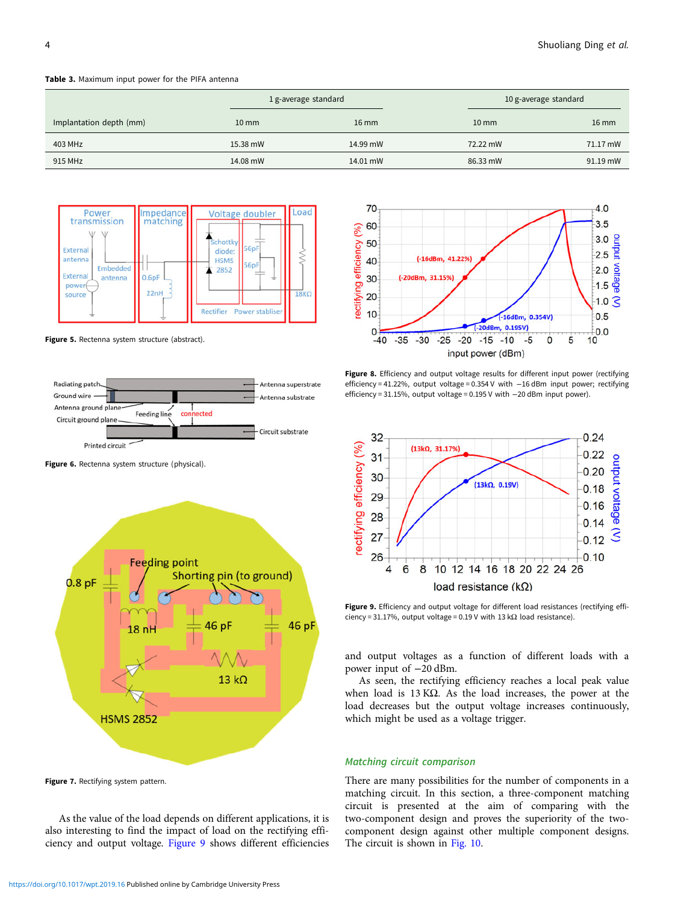**Table 3.** Maximum input power for the PIFA antenna

| | 1 g-average standard | | 10 g-average standard | |
|---|---|---|---|---|
| Implantation depth (mm) | 10 mm | 16 mm | 10 mm | 16 mm |
| 403 MHz | 15.38 mW | 14.99 mW | 72.22 mW | 71.17 mW |
| 915 MHz | 14.08 mW | 14.01 mW | 86.33 mW | 91.19 mW |

**Figure 5.** Rectenna system structure (abstract).

**Figure 6.** Rectenna system structure (physical).

**Figure 7.** Rectifying system pattern.

As the value of the load depends on different applications, it is also interesting to find the impact of load on the rectifying efficiency and output voltage. Figure 9 shows different efficiencies and output voltages as a function of different loads with a power input of −20 dBm.

**Figure 8.** Efficiency and output voltage results for different input power (rectifying efficiency = 41.22%, output voltage = 0.354 V with −16 dBm input power; rectifying efficiency = 31.15%, output voltage = 0.195 V with −20 dBm input power).

**Figure 9.** Efficiency and output voltage for different load resistances (rectifying efficiency = 31.17%, output voltage = 0.19 V with 13 kΩ load resistance).

As seen, the rectifying efficiency reaches a local peak value when load is 13 KΩ. As the load increases, the power at the load decreases but the output voltage increases continuously, which might be used as a voltage trigger.

## *Matching circuit comparison*

There are many possibilities for the number of components in a matching circuit. In this section, a three-component matching circuit is presented at the aim of comparing with the two-component design and proves the superiority of the two-component design against other multiple component designs. The circuit is shown in Fig. 10.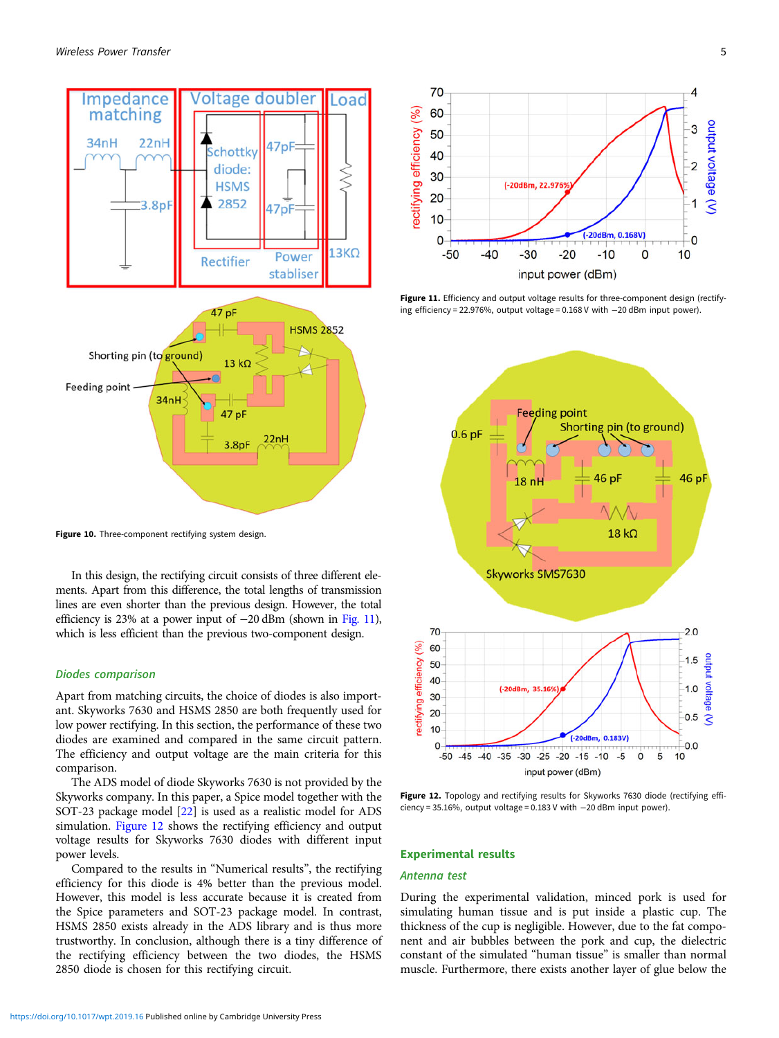Figure 10. Three-component rectifying system design.

Figure 11. Efficiency and output voltage results for three-component design (rectifying efficiency = 22.976%, output voltage = 0.168 V with −20 dBm input power).

In this design, the rectifying circuit consists of three different elements. Apart from this difference, the total lengths of transmission lines are even shorter than the previous design. However, the total efficiency is 23% at a power input of −20 dBm (shown in Fig. 11), which is less efficient than the previous two-component design.

### *Diodes comparison*

Apart from matching circuits, the choice of diodes is also important. Skyworks 7630 and HSMS 2850 are both frequently used for low power rectifying. In this section, the performance of these two diodes are examined and compared in the same circuit pattern. The efficiency and output voltage are the main criteria for this comparison.

The ADS model of diode Skyworks 7630 is not provided by the Skyworks company. In this paper, a Spice model together with the SOT-23 package model [22] is used as a realistic model for ADS simulation. Figure 12 shows the rectifying efficiency and output voltage results for Skyworks 7630 diodes with different input power levels.

Compared to the results in "Numerical results", the rectifying efficiency for this diode is 4% better than the previous model. However, this model is less accurate because it is created from the Spice parameters and SOT-23 package model. In contrast, HSMS 2850 exists already in the ADS library and is thus more trustworthy. In conclusion, although there is a tiny difference of the rectifying efficiency between the two diodes, the HSMS 2850 diode is chosen for this rectifying circuit.

Figure 12. Topology and rectifying results for Skyworks 7630 diode (rectifying efficiency = 35.16%, output voltage = 0.183 V with −20 dBm input power).

## Experimental results

### *Antenna test*

During the experimental validation, minced pork is used for simulating human tissue and is put inside a plastic cup. The thickness of the cup is negligible. However, due to the fat component and air bubbles between the pork and cup, the dielectric constant of the simulated "human tissue" is smaller than normal muscle. Furthermore, there exists another layer of glue below the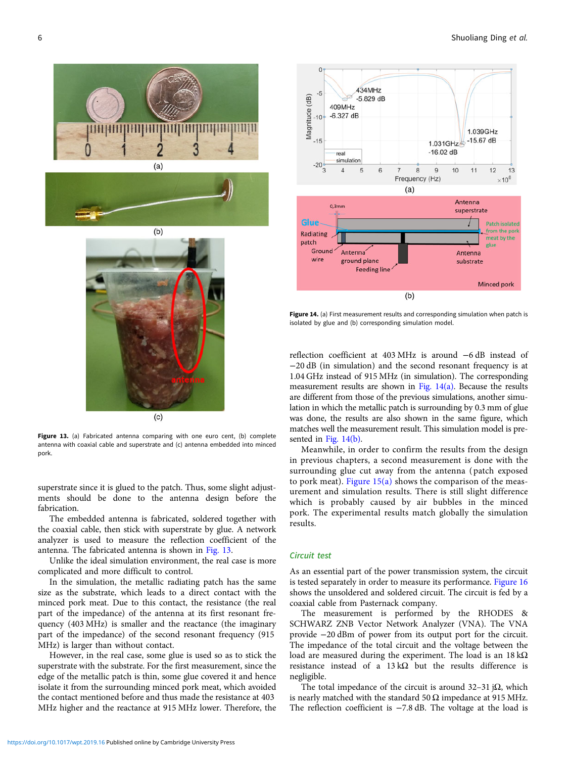Figure 13. (a) Fabricated antenna comparing with one euro cent, (b) complete antenna with coaxial cable and superstrate and (c) antenna embedded into minced pork.

superstrate since it is glued to the patch. Thus, some slight adjustments should be done to the antenna design before the fabrication.

The embedded antenna is fabricated, soldered together with the coaxial cable, then stick with superstrate by glue. A network analyzer is used to measure the reflection coefficient of the antenna. The fabricated antenna is shown in Fig. 13.

Unlike the ideal simulation environment, the real case is more complicated and more difficult to control.

In the simulation, the metallic radiating patch has the same size as the substrate, which leads to a direct contact with the minced pork meat. Due to this contact, the resistance (the real part of the impedance) of the antenna at its first resonant frequency (403 MHz) is smaller and the reactance (the imaginary part of the impedance) of the second resonant frequency (915 MHz) is larger than without contact.

However, in the real case, some glue is used so as to stick the superstrate with the substrate. For the first measurement, since the edge of the metallic patch is thin, some glue covered it and hence isolate it from the surrounding minced pork meat, which avoided the contact mentioned before and thus made the resistance at 403 MHz higher and the reactance at 915 MHz lower. Therefore, the reflection coefficient at 403 MHz is around −6 dB instead of −20 dB (in simulation) and the second resonant frequency is at 1.04 GHz instead of 915 MHz (in simulation). The corresponding measurement results are shown in Fig. 14(a). Because the results are different from those of the previous simulations, another simulation in which the metallic patch is surrounding by 0.3 mm of glue was done, the results are also shown in the same figure, which matches well the measurement result. This simulation model is presented in Fig. 14(b).

Figure 14. (a) First measurement results and corresponding simulation when patch is isolated by glue and (b) corresponding simulation model.

Meanwhile, in order to confirm the results from the design in previous chapters, a second measurement is done with the surrounding glue cut away from the antenna (patch exposed to pork meat). Figure 15(a) shows the comparison of the measurement and simulation results. There is still slight difference which is probably caused by air bubbles in the minced pork. The experimental results match globally the simulation results.

### Circuit test

As an essential part of the power transmission system, the circuit is tested separately in order to measure its performance. Figure 16 shows the unsoldered and soldered circuit. The circuit is fed by a coaxial cable from Pasternack company.

The measurement is performed by the RHODES & SCHWARZ ZNB Vector Network Analyzer (VNA). The VNA provide −20 dBm of power from its output port for the circuit. The impedance of the total circuit and the voltage between the load are measured during the experiment. The load is an 18 kΩ resistance instead of a 13 kΩ but the results difference is negligible.

The total impedance of the circuit is around 32–31 jΩ, which is nearly matched with the standard 50 Ω impedance at 915 MHz. The reflection coefficient is −7.8 dB. The voltage at the load is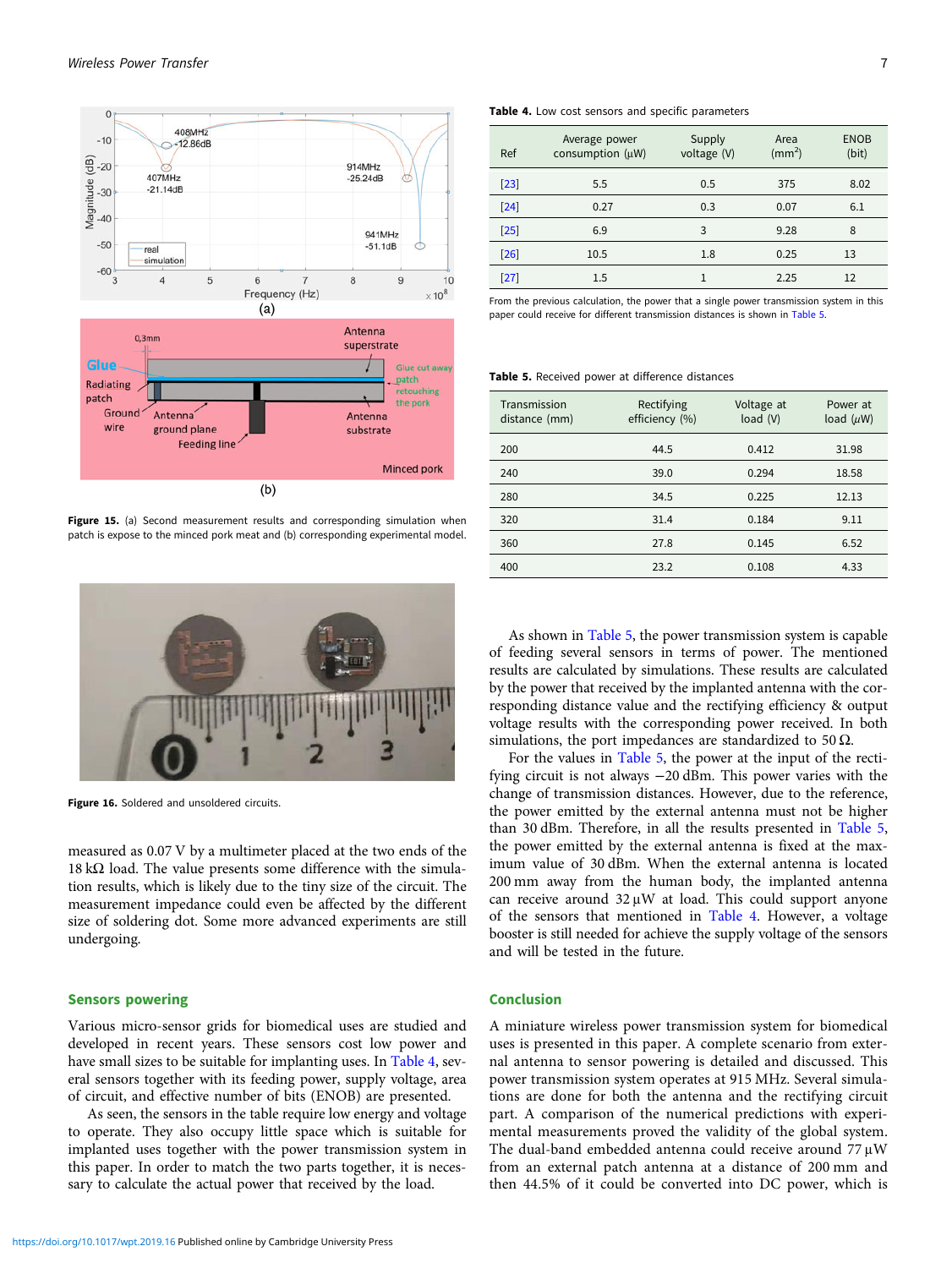Figure 15. (a) Second measurement results and corresponding simulation when patch is expose to the minced pork meat and (b) corresponding experimental model.

Figure 16. Soldered and unsoldered circuits.

measured as 0.07 V by a multimeter placed at the two ends of the 18 kΩ load. The value presents some difference with the simulation results, which is likely due to the tiny size of the circuit. The measurement impedance could even be affected by the different size of soldering dot. Some more advanced experiments are still undergoing.

## Sensors powering

Various micro-sensor grids for biomedical uses are studied and developed in recent years. These sensors cost low power and have small sizes to be suitable for implanting uses. In Table 4, several sensors together with its feeding power, supply voltage, area of circuit, and effective number of bits (ENOB) are presented.

As seen, the sensors in the table require low energy and voltage to operate. They also occupy little space which is suitable for implanted uses together with the power transmission system in this paper. In order to match the two parts together, it is necessary to calculate the actual power that received by the load.

**Table 4.** Low cost sensors and specific parameters

| Ref | Average power consumption (µW) | Supply voltage (V) | Area ($mm^2$) | ENOB (bit) |
|---|---|---|---|---|
| [23] | 5.5 | 0.5 | 375 | 8.02 |
| [24] | 0.27 | 0.3 | 0.07 | 6.1 |
| [25] | 6.9 | 3 | 9.28 | 8 |
| [26] | 10.5 | 1.8 | 0.25 | 13 |
| [27] | 1.5 | 1 | 2.25 | 12 |

From the previous calculation, the power that a single power transmission system in this paper could receive for different transmission distances is shown in Table 5.

**Table 5.** Received power at difference distances

| Transmission distance (mm) | Rectifying efficiency (%) | Voltage at load (V) | Power at load (µW) |
|---|---|---|---|
| 200 | 44.5 | 0.412 | 31.98 |
| 240 | 39.0 | 0.294 | 18.58 |
| 280 | 34.5 | 0.225 | 12.13 |
| 320 | 31.4 | 0.184 | 9.11 |
| 360 | 27.8 | 0.145 | 6.52 |
| 400 | 23.2 | 0.108 | 4.33 |

As shown in Table 5, the power transmission system is capable of feeding several sensors in terms of power. The mentioned results are calculated by simulations. These results are calculated by the power that received by the implanted antenna with the corresponding distance value and the rectifying efficiency & output voltage results with the corresponding power received. In both simulations, the port impedances are standardized to 50 Ω.

For the values in Table 5, the power at the input of the rectifying circuit is not always −20 dBm. This power varies with the change of transmission distances. However, due to the reference, the power emitted by the external antenna must not be higher than 30 dBm. Therefore, in all the results presented in Table 5, the power emitted by the external antenna is fixed at the maximum value of 30 dBm. When the external antenna is located 200 mm away from the human body, the implanted antenna can receive around 32 µW at load. This could support anyone of the sensors that mentioned in Table 4. However, a voltage booster is still needed for achieve the supply voltage of the sensors and will be tested in the future.

## Conclusion

A miniature wireless power transmission system for biomedical uses is presented in this paper. A complete scenario from external antenna to sensor powering is detailed and discussed. This power transmission system operates at 915 MHz. Several simulations are done for both the antenna and the rectifying circuit part. A comparison of the numerical predictions with experimental measurements proved the validity of the global system. The dual-band embedded antenna could receive around 77 µW from an external patch antenna at a distance of 200 mm and then 44.5% of it could be converted into DC power, which is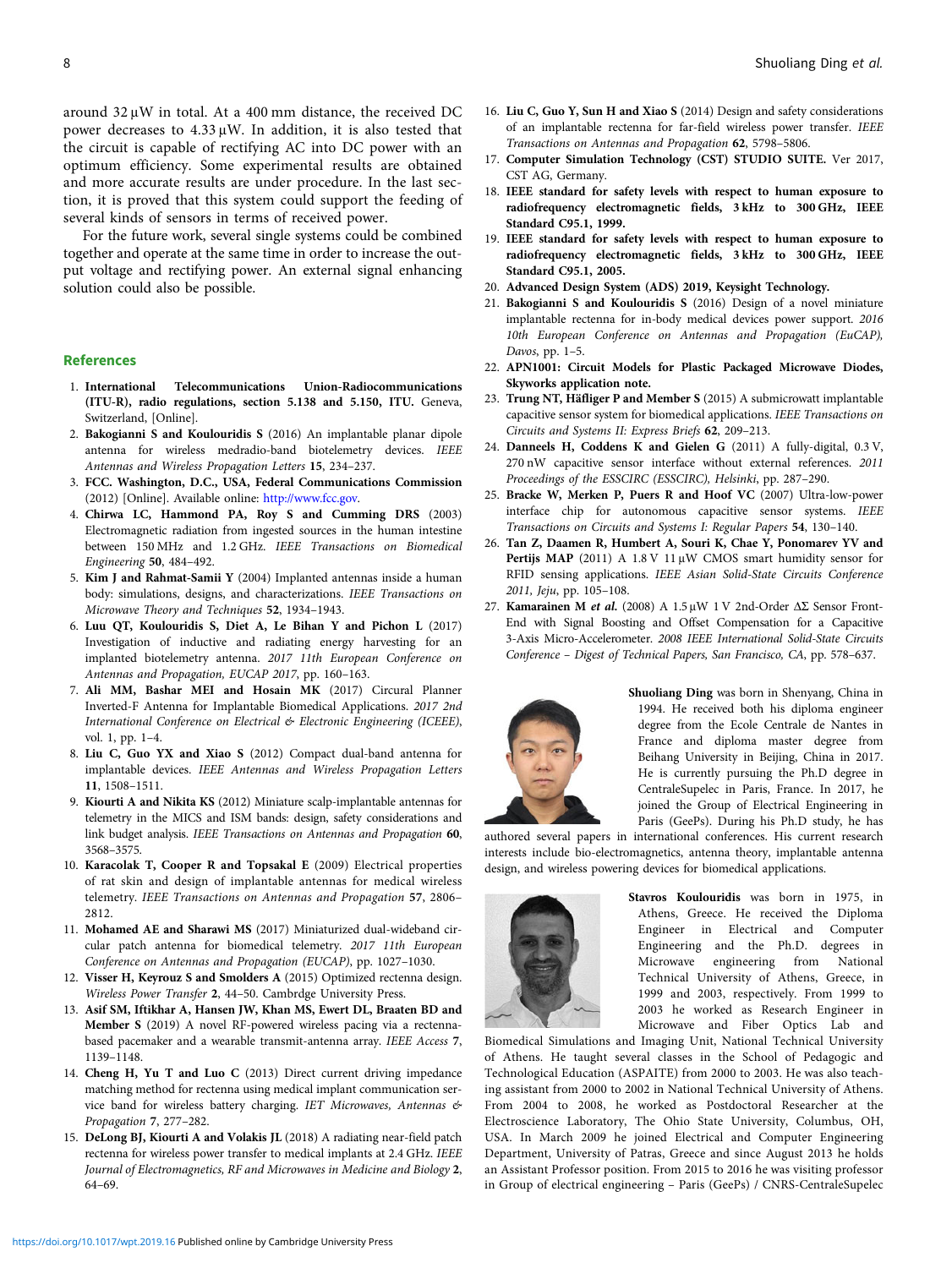around 32 µW in total. At a 400 mm distance, the received DC power decreases to 4.33 µW. In addition, it is also tested that the circuit is capable of rectifying AC into DC power with an optimum efficiency. Some experimental results are obtained and more accurate results are under procedure. In the last section, it is proved that this system could support the feeding of several kinds of sensors in terms of received power.

For the future work, several single systems could be combined together and operate at the same time in order to increase the output voltage and rectifying power. An external signal enhancing solution could also be possible.

## References

1. **International Telecommunications Union-Radiocommunications (ITU-R), radio regulations, section 5.138 and 5.150, ITU.** Geneva, Switzerland, [Online].
2. **Bakogianni S and Koulouridis S** (2016) An implantable planar dipole antenna for wireless medradio-band biotelemetry devices. *IEEE Antennas and Wireless Propagation Letters* **15**, 234–237.
3. **FCC. Washington, D.C., USA, Federal Communications Commission** (2012) [Online]. Available online: http://www.fcc.gov.
4. **Chirwa LC, Hammond PA, Roy S and Cumming DRS** (2003) Electromagnetic radiation from ingested sources in the human intestine between 150 MHz and 1.2 GHz. *IEEE Transactions on Biomedical Engineering* **50**, 484–492.
5. **Kim J and Rahmat-Samii Y** (2004) Implanted antennas inside a human body: simulations, designs, and characterizations. *IEEE Transactions on Microwave Theory and Techniques* **52**, 1934–1943.
6. **Luu QT, Koulouridis S, Diet A, Le Bihan Y and Pichon L** (2017) Investigation of inductive and radiating energy harvesting for an implanted biotelemetry antenna. *2017 11th European Conference on Antennas and Propagation, EUCAP 2017*, pp. 160–163.
7. **Ali MM, Bashar MEI and Hosain MK** (2017) Circural Planner Inverted-F Antenna for Implantable Biomedical Applications. *2017 2nd International Conference on Electrical & Electronic Engineering (ICEEE)*, vol. 1, pp. 1–4.
8. **Liu C, Guo YX and Xiao S** (2012) Compact dual-band antenna for implantable devices. *IEEE Antennas and Wireless Propagation Letters* **11**, 1508–1511.
9. **Kiourti A and Nikita KS** (2012) Miniature scalp-implantable antennas for telemetry in the MICS and ISM bands: design, safety considerations and link budget analysis. *IEEE Transactions on Antennas and Propagation* **60**, 3568–3575.
10. **Karacolak T, Cooper R and Topsakal E** (2009) Electrical properties of rat skin and design of implantable antennas for medical wireless telemetry. *IEEE Transactions on Antennas and Propagation* **57**, 2806–2812.
11. **Mohamed AE and Sharawi MS** (2017) Miniaturized dual-wideband circular patch antenna for biomedical telemetry. *2017 11th European Conference on Antennas and Propagation (EUCAP)*, pp. 1027–1030.
12. **Visser H, Keyrouz S and Smolders A** (2015) Optimized rectenna design. *Wireless Power Transfer* **2**, 44–50. Cambrdge University Press.
13. **Asif SM, Iftikhar A, Hansen JW, Khan MS, Ewert DL, Braaten BD and Member S** (2019) A novel RF-powered wireless pacing via a rectenna-based pacemaker and a wearable transmit-antenna array. *IEEE Access* **7**, 1139–1148.
14. **Cheng H, Yu T and Luo C** (2013) Direct current driving impedance matching method for rectenna using medical implant communication service band for wireless battery charging. *IET Microwaves, Antennas & Propagation* **7**, 277–282.
15. **DeLong BJ, Kiourti A and Volakis JL** (2018) A radiating near-field patch rectenna for wireless power transfer to medical implants at 2.4 GHz. *IEEE Journal of Electromagnetics, RF and Microwaves in Medicine and Biology* **2**, 64–69.
16. **Liu C, Guo Y, Sun H and Xiao S** (2014) Design and safety considerations of an implantable rectenna for far-field wireless power transfer. *IEEE Transactions on Antennas and Propagation* **62**, 5798–5806.
17. **Computer Simulation Technology (CST) STUDIO SUITE.** Ver 2017, CST AG, Germany.
18. **IEEE standard for safety levels with respect to human exposure to radiofrequency electromagnetic fields, 3 kHz to 300 GHz, IEEE Standard C95.1, 1999.**
19. **IEEE standard for safety levels with respect to human exposure to radiofrequency electromagnetic fields, 3 kHz to 300 GHz, IEEE Standard C95.1, 2005.**
20. **Advanced Design System (ADS) 2019, Keysight Technology.**
21. **Bakogianni S and Koulouridis S** (2016) Design of a novel miniature implantable rectenna for in-body medical devices power support. *2016 10th European Conference on Antennas and Propagation (EuCAP), Davos*, pp. 1–5.
22. **APN1001: Circuit Models for Plastic Packaged Microwave Diodes, Skyworks application note.**
23. **Trung NT, Häfliger P and Member S** (2015) A submicrowatt implantable capacitive sensor system for biomedical applications. *IEEE Transactions on Circuits and Systems II: Express Briefs* **62**, 209–213.
24. **Danneels H, Coddens K and Gielen G** (2011) A fully-digital, 0.3 V, 270 nW capacitive sensor interface without external references. *2011 Proceedings of the ESSCIRC (ESSCIRC), Helsinki*, pp. 287–290.
25. **Bracke W, Merken P, Puers R and Hoof VC** (2007) Ultra-low-power interface chip for autonomous capacitive sensor systems. *IEEE Transactions on Circuits and Systems I: Regular Papers* **54**, 130–140.
26. **Tan Z, Daamen R, Humbert A, Souri K, Chae Y, Ponomarev YV and Pertijs MAP** (2011) A 1.8 V 11 µW CMOS smart humidity sensor for RFID sensing applications. *IEEE Asian Solid-State Circuits Conference 2011, Jeju*, pp. 105–108.
27. **Kamarainen M *et al.*** (2008) A 1.5 µW 1 V 2nd-Order ΔΣ Sensor Front-End with Signal Boosting and Offset Compensation for a Capacitive 3-Axis Micro-Accelerometer. *2008 IEEE International Solid-State Circuits Conference – Digest of Technical Papers, San Francisco, CA*, pp. 578–637.

**Shuoliang Ding** was born in Shenyang, China in 1994. He received both his diploma engineer degree from the Ecole Centrale de Nantes in France and diploma master degree from Beihang University in Beijing, China in 2017. He is currently pursuing the Ph.D degree in CentraleSupelec in Paris, France. In 2017, he joined the Group of Electrical Engineering in Paris (GeePs). During his Ph.D study, he has authored several papers in international conferences. His current research interests include bio-electromagnetics, antenna theory, implantable antenna design, and wireless powering devices for biomedical applications.

**Stavros Koulouridis** was born in 1975, in Athens, Greece. He received the Diploma Engineer in Electrical and Computer Engineering and the Ph.D. degrees in Microwave engineering from National Technical University of Athens, Greece, in 1999 and 2003, respectively. From 1999 to 2003 he worked as Research Engineer in Microwave and Fiber Optics Lab and Biomedical Simulations and Imaging Unit, National Technical University of Athens. He taught several classes in the School of Pedagogic and Technological Education (ASPAITE) from 2000 to 2003. He was also teaching assistant from 2000 to 2002 in National Technical University of Athens. From 2004 to 2008, he worked as Postdoctoral Researcher at the Electroscience Laboratory, The Ohio State University, Columbus, OH, USA. In March 2009 he joined Electrical and Computer Engineering Department, University of Patras, Greece and since August 2013 he holds an Assistant Professor position. From 2015 to 2016 he was visiting professor in Group of electrical engineering – Paris (GeePs) / CNRS-CentraleSupelec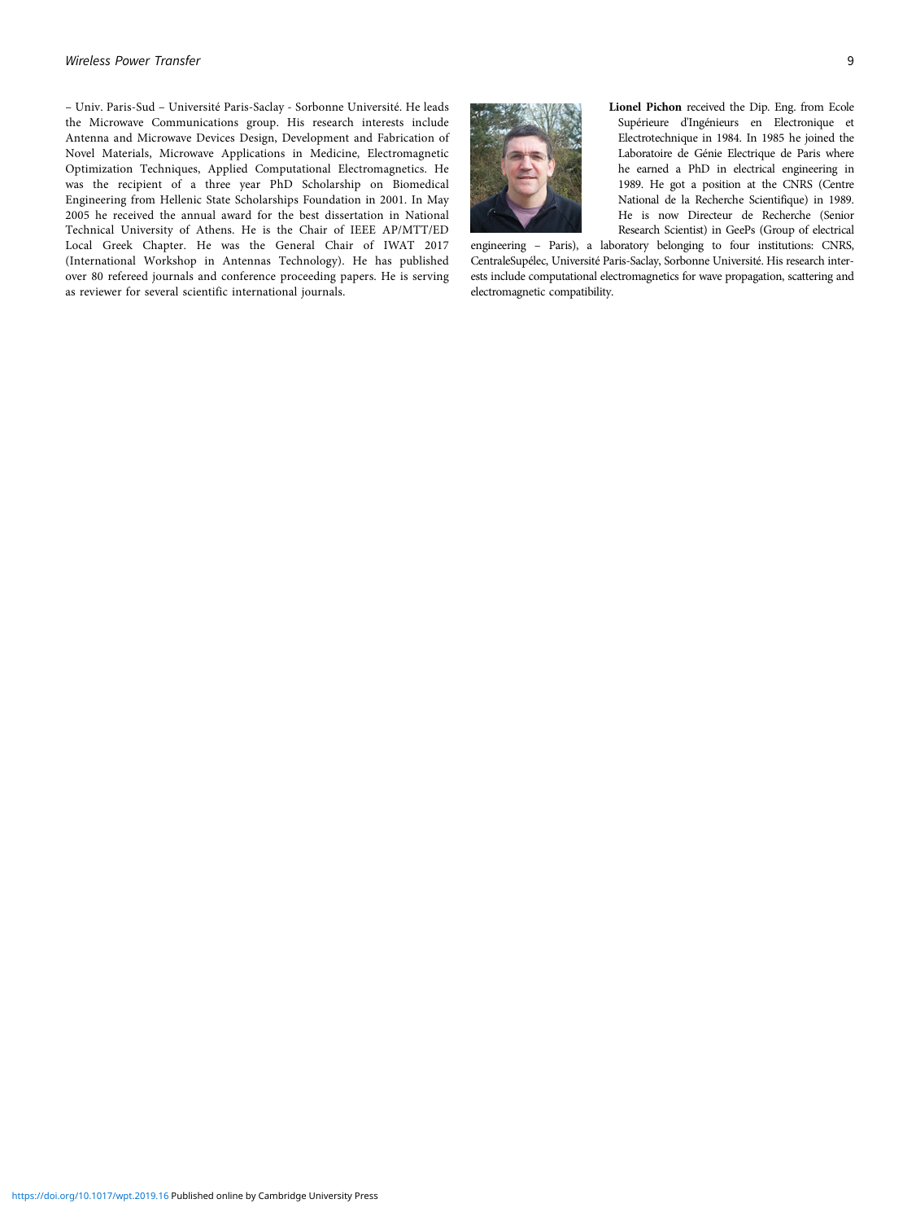– Univ. Paris-Sud – Université Paris-Saclay - Sorbonne Université. He leads the Microwave Communications group. His research interests include Antenna and Microwave Devices Design, Development and Fabrication of Novel Materials, Microwave Applications in Medicine, Electromagnetic Optimization Techniques, Applied Computational Electromagnetics. He was the recipient of a three year PhD Scholarship on Biomedical Engineering from Hellenic State Scholarships Foundation in 2001. In May 2005 he received the annual award for the best dissertation in National Technical University of Athens. He is the Chair of IEEE AP/MTT/ED Local Greek Chapter. He was the General Chair of IWAT 2017 (International Workshop in Antennas Technology). He has published over 80 refereed journals and conference proceeding papers. He is serving as reviewer for several scientific international journals.

**Lionel Pichon** received the Dip. Eng. from Ecole Supérieure d'Ingénieurs en Electronique et Electrotechnique in 1984. In 1985 he joined the Laboratoire de Génie Electrique de Paris where he earned a PhD in electrical engineering in 1989. He got a position at the CNRS (Centre National de la Recherche Scientifique) in 1989. He is now Directeur de Recherche (Senior Research Scientist) in GeePs (Group of electrical engineering – Paris), a laboratory belonging to four institutions: CNRS, CentraleSupélec, Université Paris-Saclay, Sorbonne Université. His research interests include computational electromagnetics for wave propagation, scattering and electromagnetic compatibility.